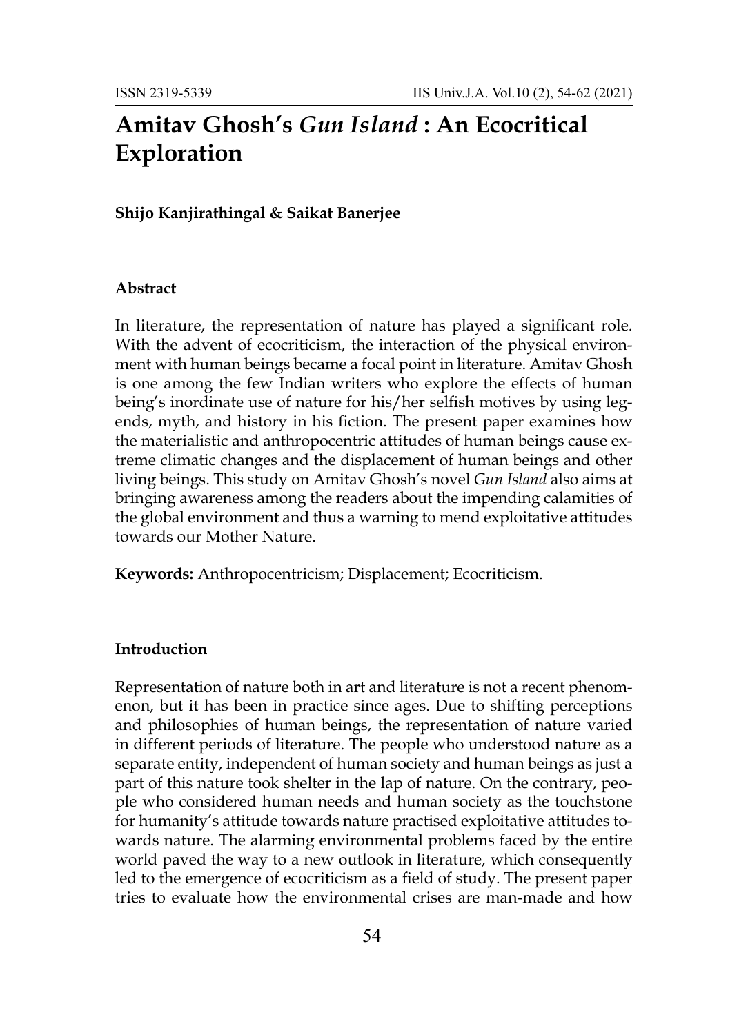# Amitav Ghosh's *Gun Island* : An Ecocritical Exploration

**Shijo Kanjirathingal & Saikat Banerjee**

### Abstract

In literature, the representation of nature has played a significant role. With the advent of ecocriticism, the interaction of the physical environment with human beings became a focal point in literature. Amitav Ghosh is one among the few Indian writers who explore the effects of human being's inordinate use of nature for his/her selfish motives by using legends, myth, and history in his fiction. The present paper examines how the materialistic and anthropocentric attitudes of human beings cause extreme climatic changes and the displacement of human beings and other living beings. This study on Amitav Ghosh's novel *Gun Island* also aims at bringing awareness among the readers about the impending calamities of the global environment and thus a warning to mend exploitative attitudes towards our Mother Nature.

**Keywords:** Anthropocentricism; Displacement; Ecocriticism.

### Introduction

Representation of nature both in art and literature is not a recent phenomenon, but it has been in practice since ages. Due to shifting perceptions and philosophies of human beings, the representation of nature varied in different periods of literature. The people who understood nature as a separate entity, independent of human society and human beings as just a part of this nature took shelter in the lap of nature. On the contrary, people who considered human needs and human society as the touchstone for humanity's attitude towards nature practised exploitative attitudes towards nature. The alarming environmental problems faced by the entire world paved the way to a new outlook in literature, which consequently led to the emergence of ecocriticism as a field of study. The present paper tries to evaluate how the environmental crises are man-made and how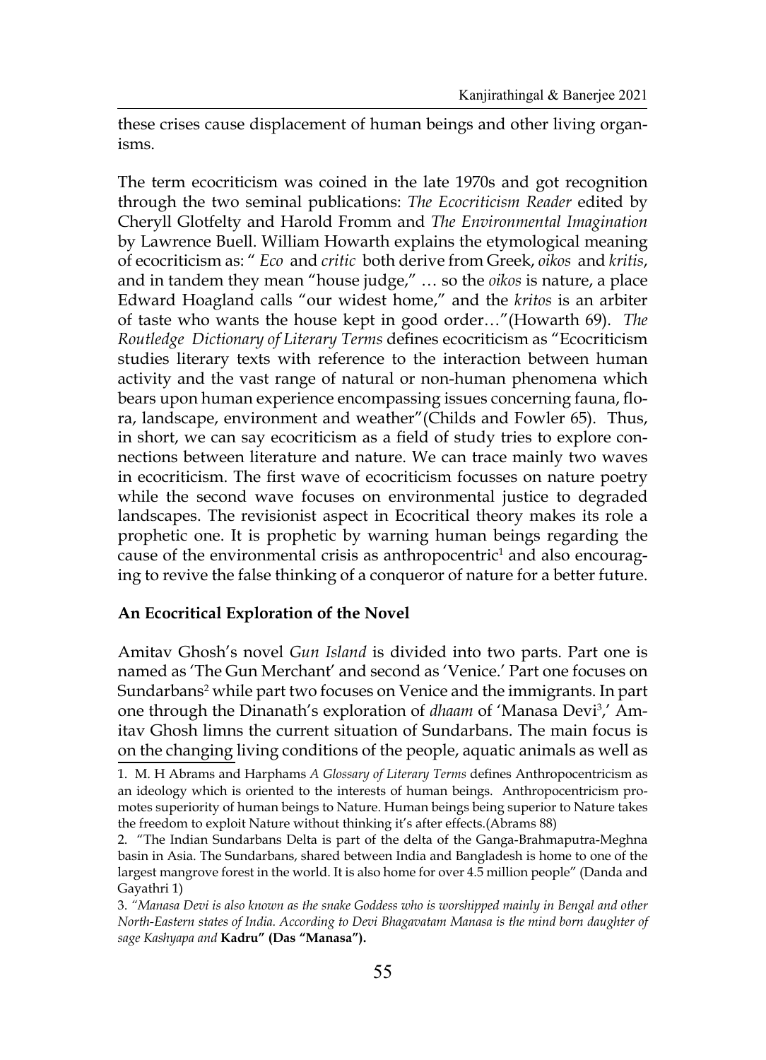these crises cause displacement of human beings and other living organisms.

The term ecocriticism was coined in the late 1970s and got recognition through the two seminal publications: *The Ecocriticism Reader* edited by Cheryll Glotfelty and Harold Fromm and *The Environmental Imagination* by Lawrence Buell. William Howarth explains the etymological meaning of ecocriticism as: " *Eco* and *critic* both derive from Greek, *oikos* and *kritis*, and in tandem they mean "house judge," … so the *oikos* is nature, a place Edward Hoagland calls "our widest home," and the *kritos* is an arbiter of taste who wants the house kept in good order…"(Howarth 69). *The Routledge Dictionary of Literary Terms* defines ecocriticism as "Ecocriticism studies literary texts with reference to the interaction between human activity and the vast range of natural or non-human phenomena which bears upon human experience encompassing issues concerning fauna, flora, landscape, environment and weather"(Childs and Fowler 65). Thus, in short, we can say ecocriticism as a field of study tries to explore connections between literature and nature. We can trace mainly two waves in ecocriticism. The first wave of ecocriticism focusses on nature poetry while the second wave focuses on environmental justice to degraded landscapes. The revisionist aspect in Ecocritical theory makes its role a prophetic one. It is prophetic by warning human beings regarding the cause of the environmental crisis as anthropocentric[1] and also encouraging to revive the false thinking of a conqueror of nature for a better future.

**An Ecocritical Exploration of the Novel**

Amitav Ghosh's novel *Gun Island* is divided into two parts. Part one is named as 'The Gun Merchant' and second as 'Venice.' Part one focuses on Sundarbans[2] while part two focuses on Venice and the immigrants. In part one through the Dinanath's exploration of *dhaam* of 'Manasa Devi[3],' Amitav Ghosh limns the current situation of Sundarbans. The main focus is on the changing living conditions of the people, aquatic animals as well as

1. M. H Abrams and Harphams *A Glossary of Literary Terms* defines Anthropocentricism as an ideology which is oriented to the interests of human beings. Anthropocentricism promotes superiority of human beings to Nature. Human beings being superior to Nature takes the freedom to exploit Nature without thinking it's after effects.(Abrams 88)

2. "The Indian Sundarbans Delta is part of the delta of the Ganga-Brahmaputra-Meghna basin in Asia. The Sundarbans, shared between India and Bangladesh is home to one of the largest mangrove forest in the world. It is also home for over 4.5 million people" (Danda and Gayathri 1)

3. *"Manasa Devi is also known as the snake Goddess who is worshipped mainly in Bengal and other North-Eastern states of India. According to Devi Bhagavatam Manasa is the mind born daughter of sage Kashyapa and* **Kadru" (Das "Manasa").**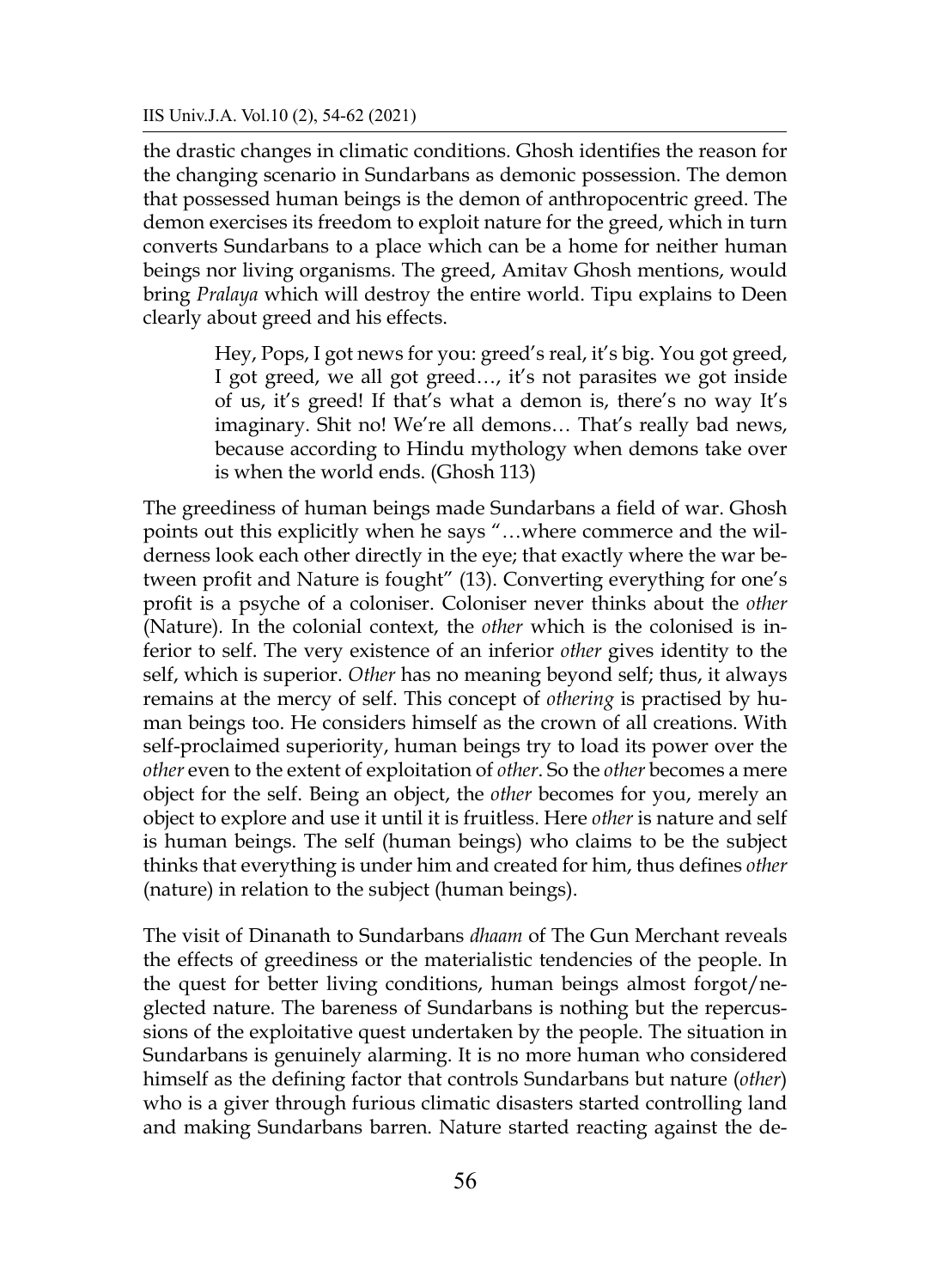the drastic changes in climatic conditions. Ghosh identifies the reason for the changing scenario in Sundarbans as demonic possession. The demon that possessed human beings is the demon of anthropocentric greed. The demon exercises its freedom to exploit nature for the greed, which in turn converts Sundarbans to a place which can be a home for neither human beings nor living organisms. The greed, Amitav Ghosh mentions, would bring *Pralaya* which will destroy the entire world. Tipu explains to Deen clearly about greed and his effects.

> Hey, Pops, I got news for you: greed's real, it's big. You got greed, I got greed, we all got greed…, it's not parasites we got inside of us, it's greed! If that's what a demon is, there's no way It's imaginary. Shit no! We're all demons… That's really bad news, because according to Hindu mythology when demons take over is when the world ends. (Ghosh 113)

The greediness of human beings made Sundarbans a field of war. Ghosh points out this explicitly when he says "…where commerce and the wilderness look each other directly in the eye; that exactly where the war between profit and Nature is fought" (13). Converting everything for one's profit is a psyche of a coloniser. Coloniser never thinks about the *other* (Nature). In the colonial context, the *other* which is the colonised is inferior to self. The very existence of an inferior *other* gives identity to the self, which is superior. *Other* has no meaning beyond self; thus, it always remains at the mercy of self. This concept of *othering* is practised by human beings too. He considers himself as the crown of all creations. With self-proclaimed superiority, human beings try to load its power over the *other* even to the extent of exploitation of *other*. So the *other* becomes a mere object for the self. Being an object, the *other* becomes for you, merely an object to explore and use it until it is fruitless. Here *other* is nature and self is human beings. The self (human beings) who claims to be the subject thinks that everything is under him and created for him, thus defines *other* (nature) in relation to the subject (human beings).

The visit of Dinanath to Sundarbans *dhaam* of The Gun Merchant reveals the effects of greediness or the materialistic tendencies of the people. In the quest for better living conditions, human beings almost forgot/neglected nature. The bareness of Sundarbans is nothing but the repercussions of the exploitative quest undertaken by the people. The situation in Sundarbans is genuinely alarming. It is no more human who considered himself as the defining factor that controls Sundarbans but nature (*other*) who is a giver through furious climatic disasters started controlling land and making Sundarbans barren. Nature started reacting against the de-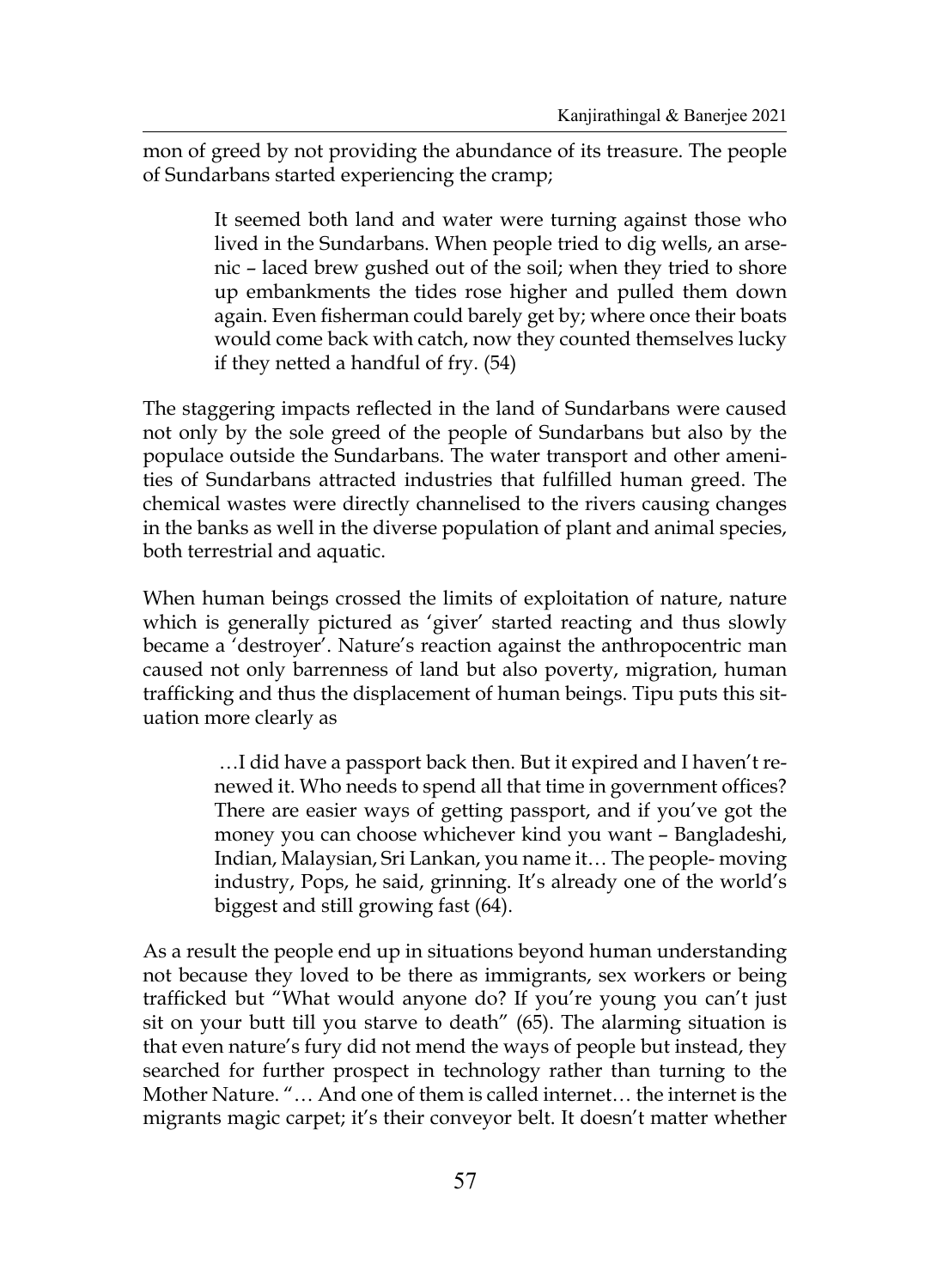mon of greed by not providing the abundance of its treasure. The people of Sundarbans started experiencing the cramp;

> It seemed both land and water were turning against those who lived in the Sundarbans. When people tried to dig wells, an arsenic – laced brew gushed out of the soil; when they tried to shore up embankments the tides rose higher and pulled them down again. Even fisherman could barely get by; where once their boats would come back with catch, now they counted themselves lucky if they netted a handful of fry. (54)

The staggering impacts reflected in the land of Sundarbans were caused not only by the sole greed of the people of Sundarbans but also by the populace outside the Sundarbans. The water transport and other amenities of Sundarbans attracted industries that fulfilled human greed. The chemical wastes were directly channelised to the rivers causing changes in the banks as well in the diverse population of plant and animal species, both terrestrial and aquatic.

When human beings crossed the limits of exploitation of nature, nature which is generally pictured as 'giver' started reacting and thus slowly became a 'destroyer'. Nature's reaction against the anthropocentric man caused not only barrenness of land but also poverty, migration, human trafficking and thus the displacement of human beings. Tipu puts this situation more clearly as

> …I did have a passport back then. But it expired and I haven't renewed it. Who needs to spend all that time in government offices? There are easier ways of getting passport, and if you've got the money you can choose whichever kind you want – Bangladeshi, Indian, Malaysian, Sri Lankan, you name it… The people- moving industry, Pops, he said, grinning. It's already one of the world's biggest and still growing fast (64).

As a result the people end up in situations beyond human understanding not because they loved to be there as immigrants, sex workers or being trafficked but "What would anyone do? If you're young you can't just sit on your butt till you starve to death" (65). The alarming situation is that even nature's fury did not mend the ways of people but instead, they searched for further prospect in technology rather than turning to the Mother Nature. "… And one of them is called internet… the internet is the migrants magic carpet; it's their conveyor belt. It doesn't matter whether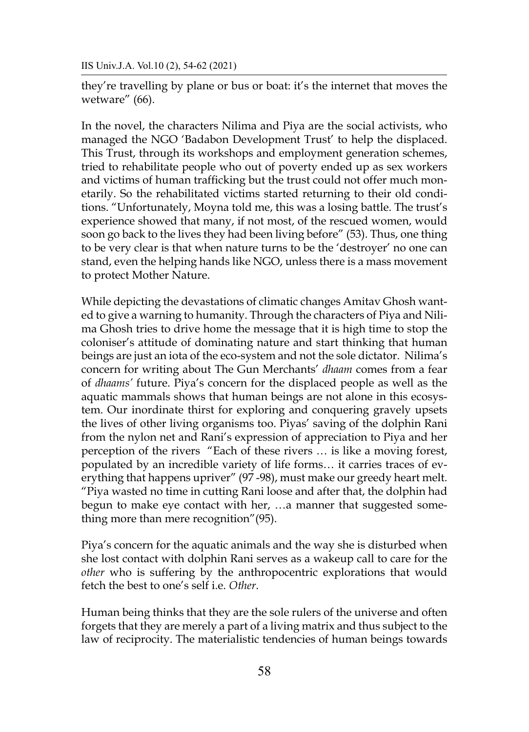they're travelling by plane or bus or boat: it's the internet that moves the wetware" (66).

In the novel, the characters Nilima and Piya are the social activists, who managed the NGO 'Badabon Development Trust' to help the displaced. This Trust, through its workshops and employment generation schemes, tried to rehabilitate people who out of poverty ended up as sex workers and victims of human trafficking but the trust could not offer much monetarily. So the rehabilitated victims started returning to their old conditions. "Unfortunately, Moyna told me, this was a losing battle. The trust's experience showed that many, if not most, of the rescued women, would soon go back to the lives they had been living before" (53). Thus, one thing to be very clear is that when nature turns to be the 'destroyer' no one can stand, even the helping hands like NGO, unless there is a mass movement to protect Mother Nature.

While depicting the devastations of climatic changes Amitav Ghosh wanted to give a warning to humanity. Through the characters of Piya and Nilima Ghosh tries to drive home the message that it is high time to stop the coloniser's attitude of dominating nature and start thinking that human beings are just an iota of the eco-system and not the sole dictator. Nilima's concern for writing about The Gun Merchants' *dhaam* comes from a fear of *dhaams'* future. Piya's concern for the displaced people as well as the aquatic mammals shows that human beings are not alone in this ecosystem. Our inordinate thirst for exploring and conquering gravely upsets the lives of other living organisms too. Piyas' saving of the dolphin Rani from the nylon net and Rani's expression of appreciation to Piya and her perception of the rivers "Each of these rivers … is like a moving forest, populated by an incredible variety of life forms… it carries traces of everything that happens upriver" (97 -98), must make our greedy heart melt. "Piya wasted no time in cutting Rani loose and after that, the dolphin had begun to make eye contact with her, …a manner that suggested something more than mere recognition"(95).

Piya's concern for the aquatic animals and the way she is disturbed when she lost contact with dolphin Rani serves as a wakeup call to care for the *other* who is suffering by the anthropocentric explorations that would fetch the best to one's self i.e. *Other*.

Human being thinks that they are the sole rulers of the universe and often forgets that they are merely a part of a living matrix and thus subject to the law of reciprocity. The materialistic tendencies of human beings towards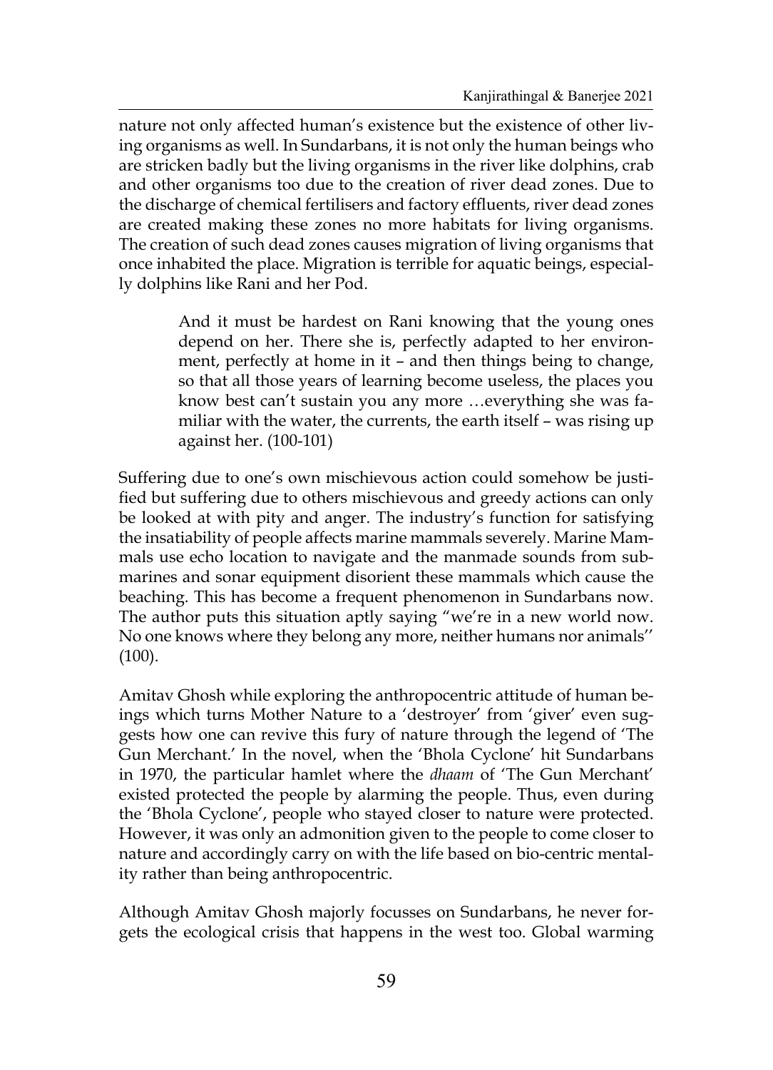nature not only affected human's existence but the existence of other living organisms as well. In Sundarbans, it is not only the human beings who are stricken badly but the living organisms in the river like dolphins, crab and other organisms too due to the creation of river dead zones. Due to the discharge of chemical fertilisers and factory effluents, river dead zones are created making these zones no more habitats for living organisms. The creation of such dead zones causes migration of living organisms that once inhabited the place. Migration is terrible for aquatic beings, especially dolphins like Rani and her Pod.

> And it must be hardest on Rani knowing that the young ones depend on her. There she is, perfectly adapted to her environment, perfectly at home in it – and then things being to change, so that all those years of learning become useless, the places you know best can't sustain you any more …everything she was familiar with the water, the currents, the earth itself – was rising up against her. (100-101)

Suffering due to one's own mischievous action could somehow be justified but suffering due to others mischievous and greedy actions can only be looked at with pity and anger. The industry's function for satisfying the insatiability of people affects marine mammals severely. Marine Mammals use echo location to navigate and the manmade sounds from submarines and sonar equipment disorient these mammals which cause the beaching. This has become a frequent phenomenon in Sundarbans now. The author puts this situation aptly saying "we're in a new world now. No one knows where they belong any more, neither humans nor animals'' (100).

Amitav Ghosh while exploring the anthropocentric attitude of human beings which turns Mother Nature to a 'destroyer' from 'giver' even suggests how one can revive this fury of nature through the legend of 'The Gun Merchant.' In the novel, when the 'Bhola Cyclone' hit Sundarbans in 1970, the particular hamlet where the *dhaam* of 'The Gun Merchant' existed protected the people by alarming the people. Thus, even during the 'Bhola Cyclone', people who stayed closer to nature were protected. However, it was only an admonition given to the people to come closer to nature and accordingly carry on with the life based on bio-centric mentality rather than being anthropocentric.

Although Amitav Ghosh majorly focusses on Sundarbans, he never forgets the ecological crisis that happens in the west too. Global warming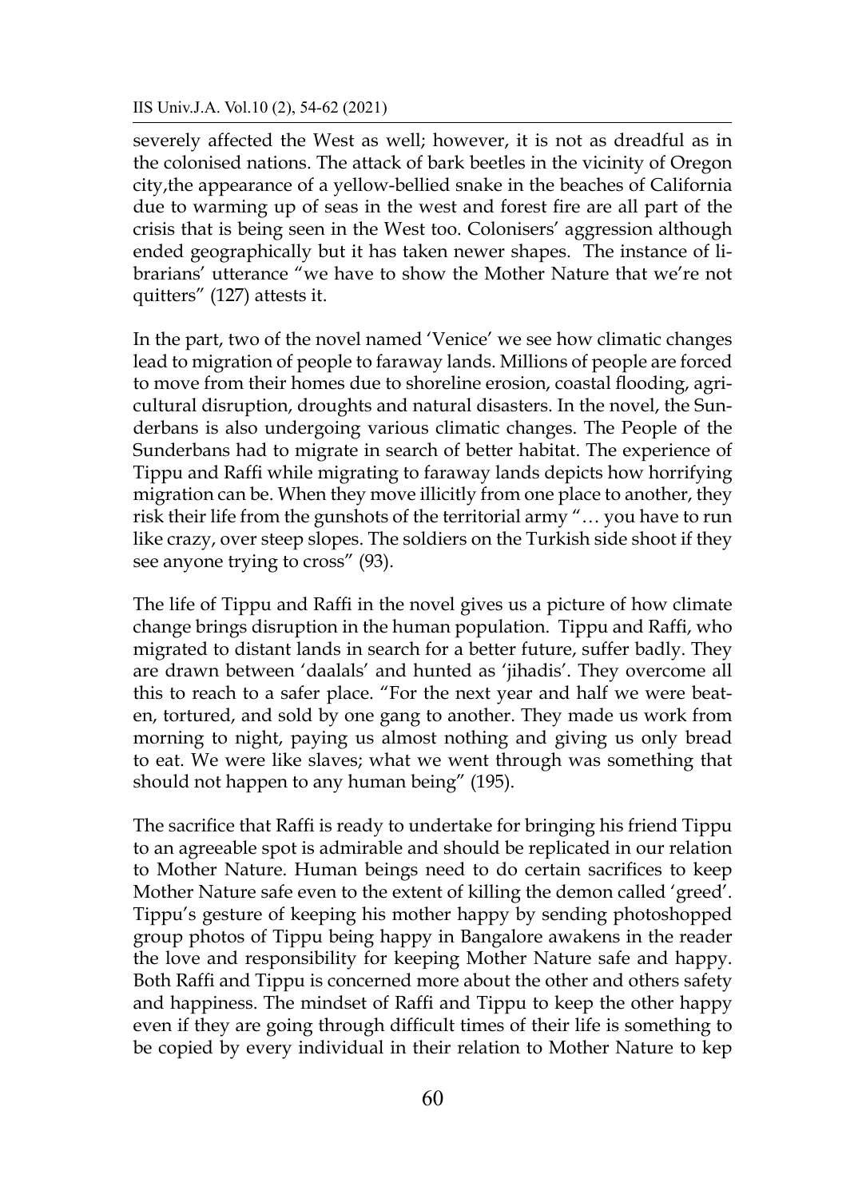severely affected the West as well; however, it is not as dreadful as in the colonised nations. The attack of bark beetles in the vicinity of Oregon city,the appearance of a yellow-bellied snake in the beaches of California due to warming up of seas in the west and forest fire are all part of the crisis that is being seen in the West too. Colonisers' aggression although ended geographically but it has taken newer shapes. The instance of librarians' utterance "we have to show the Mother Nature that we're not quitters" (127) attests it.

In the part, two of the novel named 'Venice' we see how climatic changes lead to migration of people to faraway lands. Millions of people are forced to move from their homes due to shoreline erosion, coastal flooding, agricultural disruption, droughts and natural disasters. In the novel, the Sunderbans is also undergoing various climatic changes. The People of the Sunderbans had to migrate in search of better habitat. The experience of Tippu and Raffi while migrating to faraway lands depicts how horrifying migration can be. When they move illicitly from one place to another, they risk their life from the gunshots of the territorial army "… you have to run like crazy, over steep slopes. The soldiers on the Turkish side shoot if they see anyone trying to cross" (93).

The life of Tippu and Raffi in the novel gives us a picture of how climate change brings disruption in the human population. Tippu and Raffi, who migrated to distant lands in search for a better future, suffer badly. They are drawn between 'daalals' and hunted as 'jihadis'. They overcome all this to reach to a safer place. "For the next year and half we were beaten, tortured, and sold by one gang to another. They made us work from morning to night, paying us almost nothing and giving us only bread to eat. We were like slaves; what we went through was something that should not happen to any human being" (195).

The sacrifice that Raffi is ready to undertake for bringing his friend Tippu to an agreeable spot is admirable and should be replicated in our relation to Mother Nature. Human beings need to do certain sacrifices to keep Mother Nature safe even to the extent of killing the demon called 'greed'. Tippu's gesture of keeping his mother happy by sending photoshopped group photos of Tippu being happy in Bangalore awakens in the reader the love and responsibility for keeping Mother Nature safe and happy. Both Raffi and Tippu is concerned more about the other and others safety and happiness. The mindset of Raffi and Tippu to keep the other happy even if they are going through difficult times of their life is something to be copied by every individual in their relation to Mother Nature to kep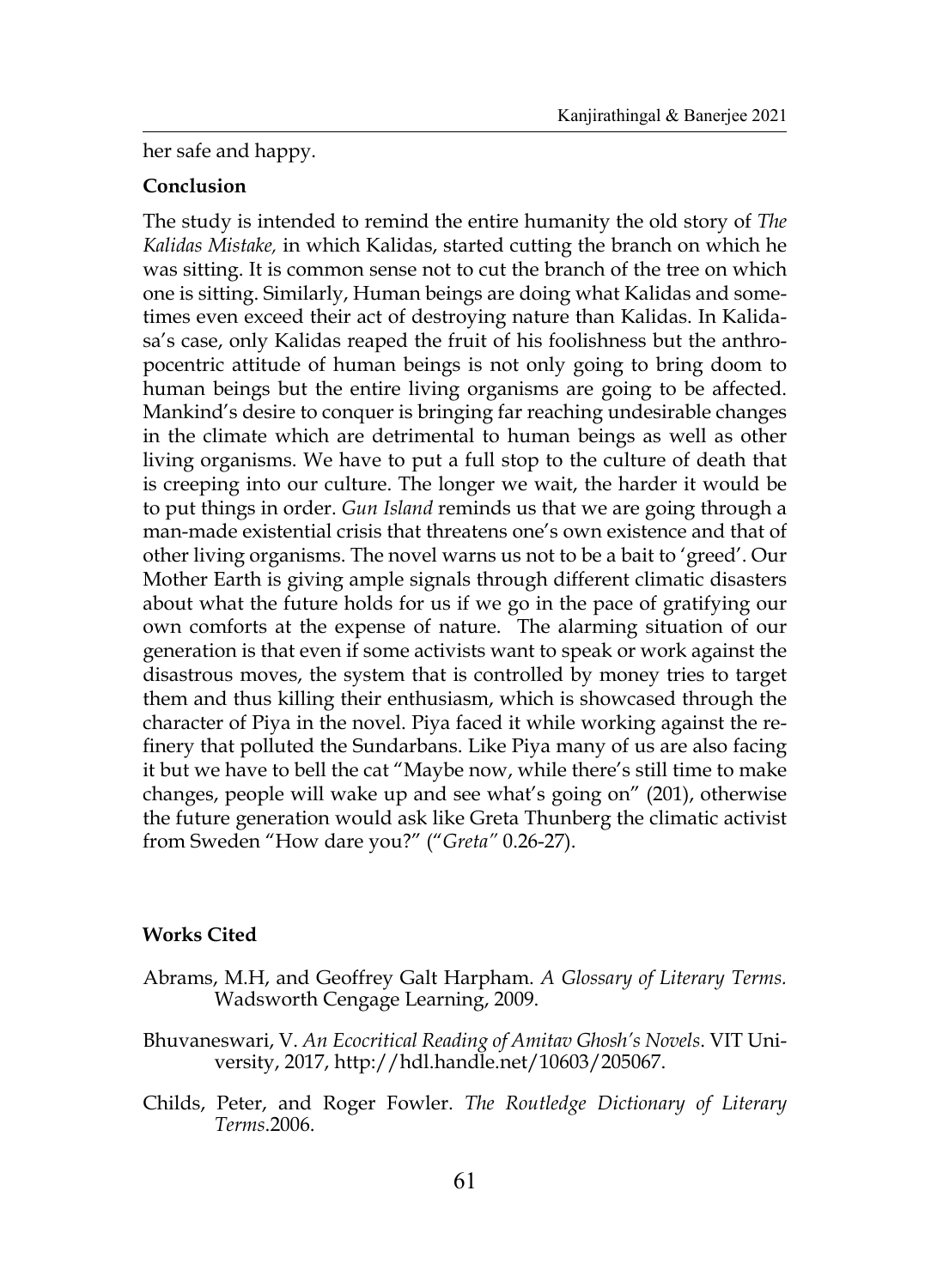her safe and happy.

**Conclusion**

The study is intended to remind the entire humanity the old story of *The Kalidas Mistake,* in which Kalidas, started cutting the branch on which he was sitting. It is common sense not to cut the branch of the tree on which one is sitting. Similarly, Human beings are doing what Kalidas and sometimes even exceed their act of destroying nature than Kalidas. In Kalidasa's case, only Kalidas reaped the fruit of his foolishness but the anthropocentric attitude of human beings is not only going to bring doom to human beings but the entire living organisms are going to be affected. Mankind's desire to conquer is bringing far reaching undesirable changes in the climate which are detrimental to human beings as well as other living organisms. We have to put a full stop to the culture of death that is creeping into our culture. The longer we wait, the harder it would be to put things in order. *Gun Island* reminds us that we are going through a man-made existential crisis that threatens one's own existence and that of other living organisms. The novel warns us not to be a bait to 'greed'. Our Mother Earth is giving ample signals through different climatic disasters about what the future holds for us if we go in the pace of gratifying our own comforts at the expense of nature. The alarming situation of our generation is that even if some activists want to speak or work against the disastrous moves, the system that is controlled by money tries to target them and thus killing their enthusiasm, which is showcased through the character of Piya in the novel. Piya faced it while working against the refinery that polluted the Sundarbans. Like Piya many of us are also facing it but we have to bell the cat "Maybe now, while there's still time to make changes, people will wake up and see what's going on" (201), otherwise the future generation would ask like Greta Thunberg the climatic activist from Sweden "How dare you?" ("*Greta"* 0.26-27).

**Works Cited**

Abrams, M.H, and Geoffrey Galt Harpham. *A Glossary of Literary Terms.* Wadsworth Cengage Learning, 2009.

Bhuvaneswari, V. *An Ecocritical Reading of Amitav Ghosh's Novels*. VIT University, 2017, http://hdl.handle.net/10603/205067.

Childs, Peter, and Roger Fowler. *The Routledge Dictionary of Literary Terms*.2006.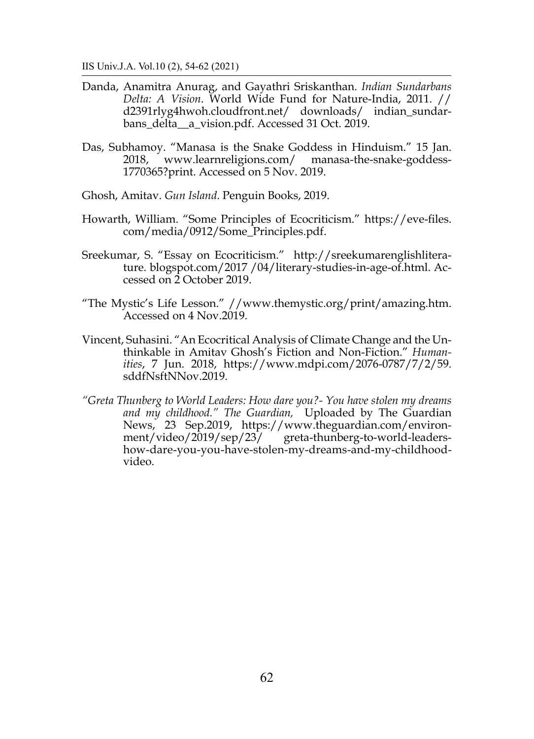Danda, Anamitra Anurag, and Gayathri Sriskanthan. *Indian Sundarbans Delta: A Vision*. World Wide Fund for Nature-India, 2011. // d2391rlyg4hwoh.cloudfront.net/ downloads/ indian_sundarbans_delta__a_vision.pdf. Accessed 31 Oct. 2019.

Das, Subhamoy. "Manasa is the Snake Goddess in Hinduism." 15 Jan. 2018, www.learnreligions.com/ manasa-the-snake-goddess-1770365?print. Accessed on 5 Nov. 2019.

Ghosh, Amitav. *Gun Island*. Penguin Books, 2019.

Howarth, William. "Some Principles of Ecocriticism." https://eve-files.com/media/0912/Some_Principles.pdf.

Sreekumar, S. "Essay on Ecocriticism." http://sreekumarenglishliterature. blogspot.com/2017 /04/literary-studies-in-age-of.html. Accessed on 2 October 2019.

"The Mystic's Life Lesson." //www.themystic.org/print/amazing.htm. Accessed on 4 Nov.2019.

Vincent, Suhasini. "An Ecocritical Analysis of Climate Change and the Unthinkable in Amitav Ghosh's Fiction and Non-Fiction." *Humanities*, 7 Jun. 2018, https://www.mdpi.com/2076-0787/7/2/59. sddfNsftNNov.2019.

*"Greta Thunberg to World Leaders: How dare you?- You have stolen my dreams and my childhood." The Guardian,* Uploaded by The Guardian News, 23 Sep.2019, https://www.theguardian.com/environment/video/2019/sep/23/ greta-thunberg-to-world-leaders-how-dare-you-you-have-stolen-my-dreams-and-my-childhood-video.